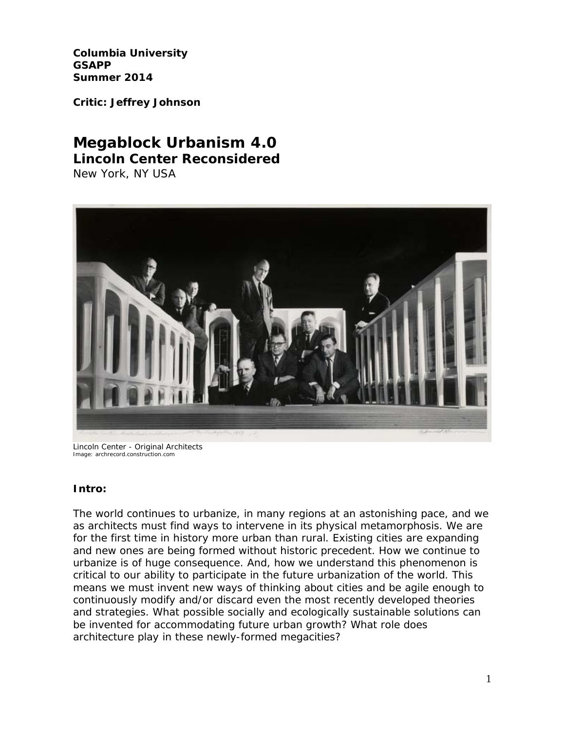**Columbia University**
**GSAPP**
**Summer 2014**

**Critic: Jeffrey Johnson**

# Megablock Urbanism 4.0
## Lincoln Center Reconsidered
New York, NY USA

Lincoln Center - Original Architects
Image: archrecord.construction.com

### Intro:

The world continues to urbanize, in many regions at an astonishing pace, and we as architects must find ways to intervene in its physical metamorphosis. We are for the first time in history more urban than rural. Existing cities are expanding and new ones are being formed without historic precedent. How we continue to urbanize is of huge consequence. And, how we understand this phenomenon is critical to our ability to participate in the future urbanization of the world. This means we must invent new ways of thinking about cities and be agile enough to continuously modify and/or discard even the most recently developed theories and strategies. What possible socially and ecologically sustainable solutions can be invented for accommodating future urban growth? What role does architecture play in these newly-formed megacities?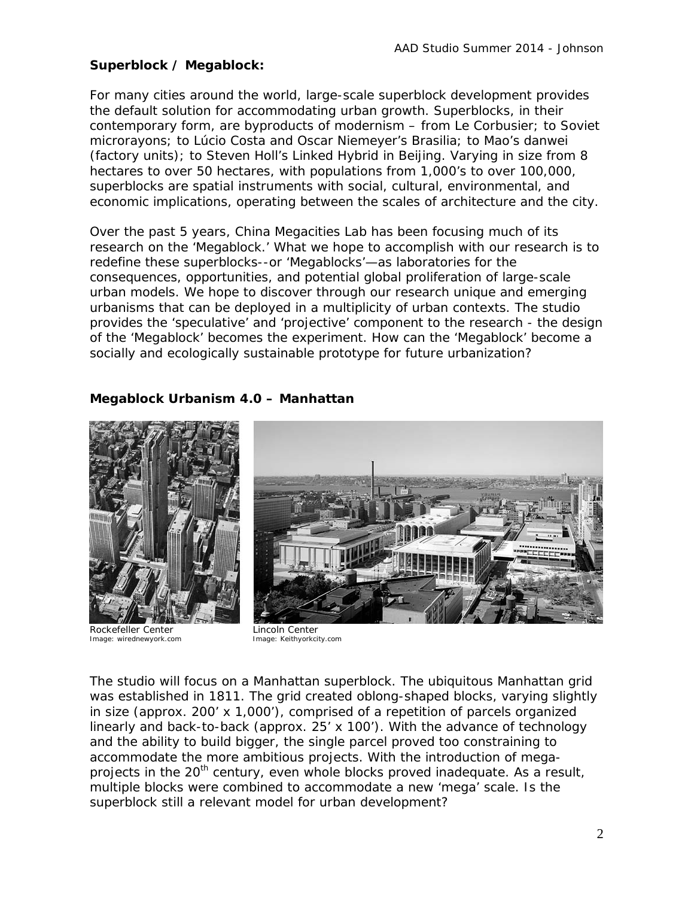**Superblock / Megablock:**

For many cities around the world, large-scale superblock development provides the default solution for accommodating urban growth. Superblocks, in their contemporary form, are byproducts of modernism – from Le Corbusier; to Soviet microrayons; to Lúcio Costa and Oscar Niemeyer's Brasilia; to Mao's danwei (factory units); to Steven Holl's Linked Hybrid in Beijing. Varying in size from 8 hectares to over 50 hectares, with populations from 1,000's to over 100,000, superblocks are spatial instruments with social, cultural, environmental, and economic implications, operating between the scales of architecture and the city.

Over the past 5 years, China Megacities Lab has been focusing much of its research on the 'Megablock.' What we hope to accomplish with our research is to redefine these superblocks--or 'Megablocks'—as laboratories for the consequences, opportunities, and potential global proliferation of large-scale urban models. We hope to discover through our research unique and emerging urbanisms that can be deployed in a multiplicity of urban contexts. The studio provides the 'speculative' and 'projective' component to the research - the design of the 'Megablock' becomes the experiment. How can the 'Megablock' become a socially and ecologically sustainable prototype for future urbanization?

**Megablock Urbanism 4.0 – Manhattan**

Rockefeller Center
Image: wirednewyork.com

Lincoln Center
Image: Keithyorkcity.com

The studio will focus on a Manhattan superblock. The ubiquitous Manhattan grid was established in 1811. The grid created oblong-shaped blocks, varying slightly in size (approx. 200' x 1,000'), comprised of a repetition of parcels organized linearly and back-to-back (approx. 25' x 100'). With the advance of technology and the ability to build bigger, the single parcel proved too constraining to accommodate the more ambitious projects. With the introduction of mega-projects in the 20th century, even whole blocks proved inadequate. As a result, multiple blocks were combined to accommodate a new 'mega' scale. Is the superblock still a relevant model for urban development?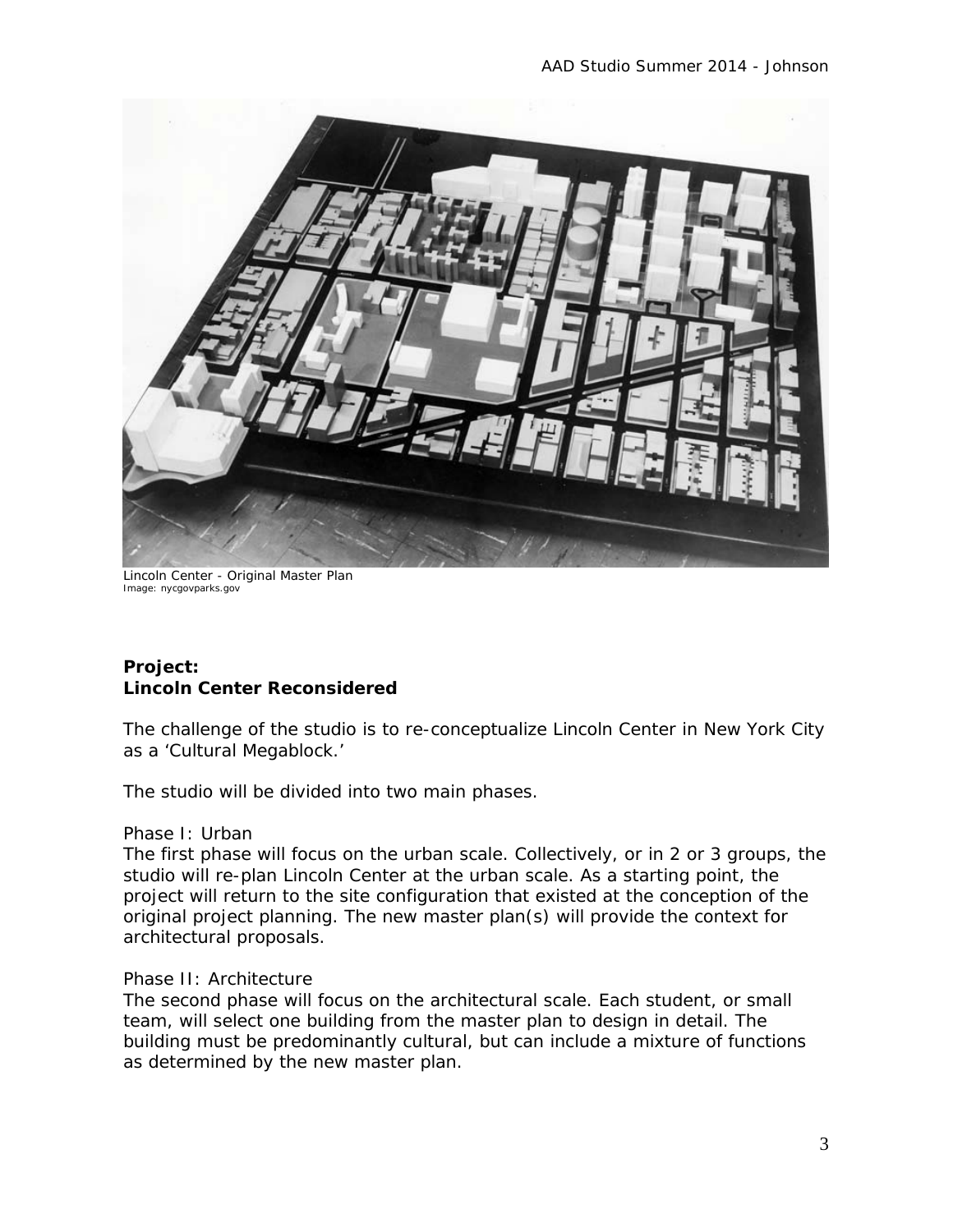Lincoln Center - Original Master Plan
Image: nycgovparks.gov

**Project:**
**Lincoln Center Reconsidered**

The challenge of the studio is to re-conceptualize Lincoln Center in New York City as a 'Cultural Megablock.'

The studio will be divided into two main phases.

Phase I: Urban
The first phase will focus on the urban scale. Collectively, or in 2 or 3 groups, the studio will re-plan Lincoln Center at the urban scale. As a starting point, the project will return to the site configuration that existed at the conception of the original project planning. The new master plan(s) will provide the context for architectural proposals.

Phase II: Architecture
The second phase will focus on the architectural scale. Each student, or small team, will select one building from the master plan to design in detail. The building must be predominantly cultural, but can include a mixture of functions as determined by the new master plan.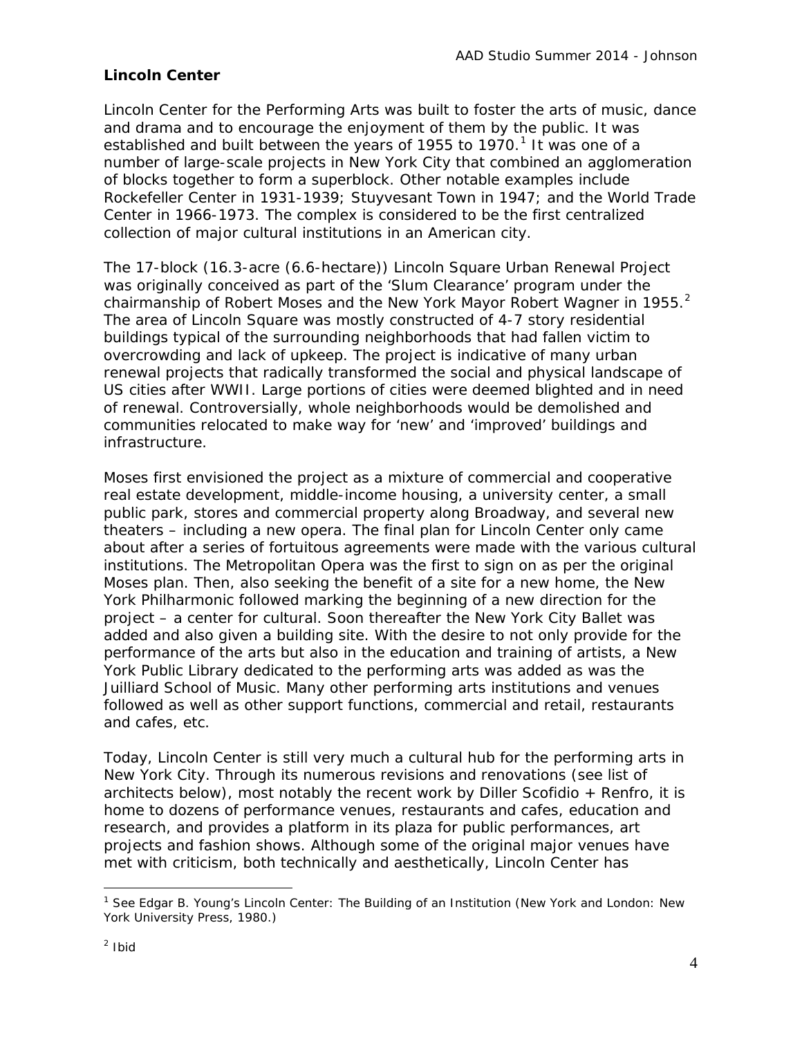## Lincoln Center

Lincoln Center for the Performing Arts was built to foster the arts of music, dance and drama and to encourage the enjoyment of them by the public. It was established and built between the years of 1955 to 1970.[1] It was one of a number of large-scale projects in New York City that combined an agglomeration of blocks together to form a superblock. Other notable examples include Rockefeller Center in 1931-1939; Stuyvesant Town in 1947; and the World Trade Center in 1966-1973. The complex is considered to be the first centralized collection of major cultural institutions in an American city.

The 17-block (16.3-acre (6.6-hectare)) Lincoln Square Urban Renewal Project was originally conceived as part of the 'Slum Clearance' program under the chairmanship of Robert Moses and the New York Mayor Robert Wagner in 1955.[2] The area of Lincoln Square was mostly constructed of 4-7 story residential buildings typical of the surrounding neighborhoods that had fallen victim to overcrowding and lack of upkeep. The project is indicative of many urban renewal projects that radically transformed the social and physical landscape of US cities after WWII. Large portions of cities were deemed blighted and in need of renewal. Controversially, whole neighborhoods would be demolished and communities relocated to make way for 'new' and 'improved' buildings and infrastructure.

Moses first envisioned the project as a mixture of commercial and cooperative real estate development, middle-income housing, a university center, a small public park, stores and commercial property along Broadway, and several new theaters – including a new opera. The final plan for Lincoln Center only came about after a series of fortuitous agreements were made with the various cultural institutions. The Metropolitan Opera was the first to sign on as per the original Moses plan. Then, also seeking the benefit of a site for a new home, the New York Philharmonic followed marking the beginning of a new direction for the project – a center for cultural. Soon thereafter the New York City Ballet was added and also given a building site. With the desire to not only provide for the performance of the arts but also in the education and training of artists, a New York Public Library dedicated to the performing arts was added as was the Juilliard School of Music. Many other performing arts institutions and venues followed as well as other support functions, commercial and retail, restaurants and cafes, etc.

Today, Lincoln Center is still very much a cultural hub for the performing arts in New York City. Through its numerous revisions and renovations (see list of architects below), most notably the recent work by Diller Scofidio + Renfro, it is home to dozens of performance venues, restaurants and cafes, education and research, and provides a platform in its plaza for public performances, art projects and fashion shows. Although some of the original major venues have met with criticism, both technically and aesthetically, Lincoln Center has

---

[1] See Edgar B. Young's *Lincoln Center: The Building of an Institution* (New York and London: New York University Press, 1980.)

[2] Ibid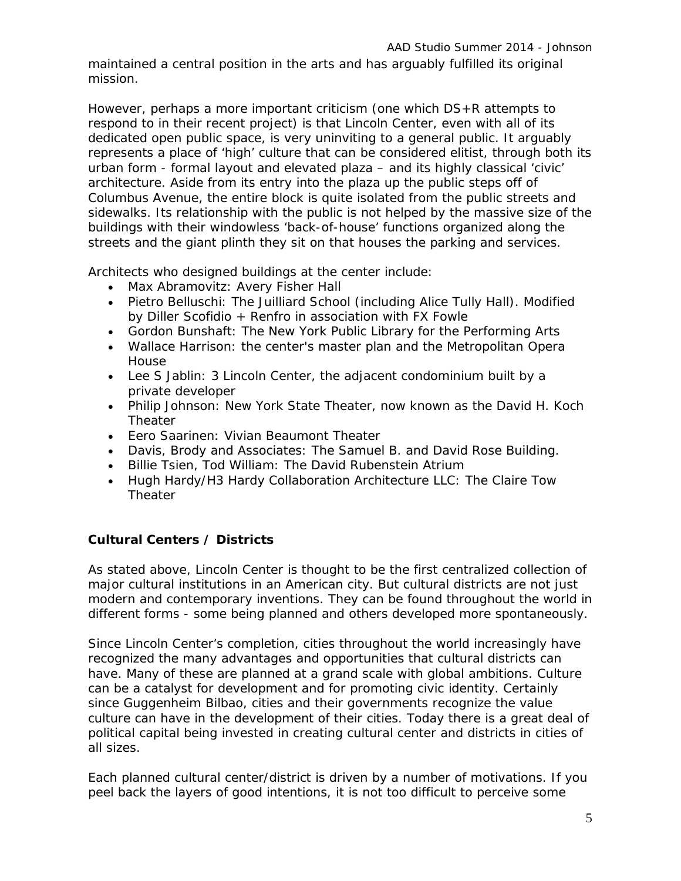maintained a central position in the arts and has arguably fulfilled its original mission.

However, perhaps a more important criticism (one which DS+R attempts to respond to in their recent project) is that Lincoln Center, even with all of its dedicated open public space, is very uninviting to a general public. It arguably represents a place of 'high' culture that can be considered elitist, through both its urban form - formal layout and elevated plaza – and its highly classical 'civic' architecture. Aside from its entry into the plaza up the public steps off of Columbus Avenue, the entire block is quite isolated from the public streets and sidewalks. Its relationship with the public is not helped by the massive size of the buildings with their windowless 'back-of-house' functions organized along the streets and the giant plinth they sit on that houses the parking and services.

Architects who designed buildings at the center include:

- Max Abramovitz: Avery Fisher Hall
- Pietro Belluschi: The Juilliard School (including Alice Tully Hall). Modified by Diller Scofidio + Renfro in association with FX Fowle
- Gordon Bunshaft: The New York Public Library for the Performing Arts
- Wallace Harrison: the center's master plan and the Metropolitan Opera House
- Lee S Jablin: 3 Lincoln Center, the adjacent condominium built by a private developer
- Philip Johnson: New York State Theater, now known as the David H. Koch Theater
- Eero Saarinen: Vivian Beaumont Theater
- Davis, Brody and Associates: The Samuel B. and David Rose Building.
- Billie Tsien, Tod William: The David Rubenstein Atrium
- Hugh Hardy/H3 Hardy Collaboration Architecture LLC: The Claire Tow Theater

**Cultural Centers / Districts**

As stated above, Lincoln Center is thought to be the first centralized collection of major cultural institutions in an American city. But cultural districts are not just modern and contemporary inventions. They can be found throughout the world in different forms - some being planned and others developed more spontaneously.

Since Lincoln Center's completion, cities throughout the world increasingly have recognized the many advantages and opportunities that cultural districts can have. Many of these are planned at a grand scale with global ambitions. Culture can be a catalyst for development and for promoting civic identity. Certainly since Guggenheim Bilbao, cities and their governments recognize the value culture can have in the development of their cities. Today there is a great deal of political capital being invested in creating cultural center and districts in cities of all sizes.

Each planned cultural center/district is driven by a number of motivations. If you peel back the layers of good intentions, it is not too difficult to perceive some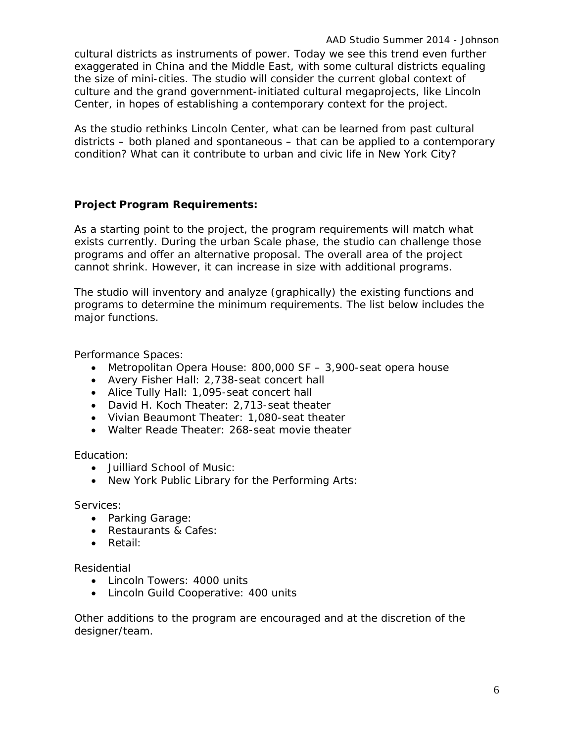cultural districts as instruments of power. Today we see this trend even further exaggerated in China and the Middle East, with some cultural districts equaling the size of mini-cities. The studio will consider the current global context of culture and the grand government-initiated cultural megaprojects, like Lincoln Center, in hopes of establishing a contemporary context for the project.

As the studio rethinks Lincoln Center, what can be learned from past cultural districts – both planed and spontaneous – that can be applied to a contemporary condition? What can it contribute to urban and civic life in New York City?

**Project Program Requirements:**

As a starting point to the project, the program requirements will match what exists currently. During the urban Scale phase, the studio can challenge those programs and offer an alternative proposal. The overall area of the project cannot shrink. However, it can increase in size with additional programs.

The studio will inventory and analyze (graphically) the existing functions and programs to determine the minimum requirements. The list below includes the major functions.

Performance Spaces:

- Metropolitan Opera House: 800,000 SF – 3,900-seat opera house
- Avery Fisher Hall: 2,738-seat concert hall
- Alice Tully Hall: 1,095-seat concert hall
- David H. Koch Theater: 2,713-seat theater
- Vivian Beaumont Theater: 1,080-seat theater
- Walter Reade Theater: 268-seat movie theater

Education:

- Juilliard School of Music:
- New York Public Library for the Performing Arts:

Services:

- Parking Garage:
- Restaurants & Cafes:
- Retail:

Residential

- Lincoln Towers: 4000 units
- Lincoln Guild Cooperative: 400 units

Other additions to the program are encouraged and at the discretion of the designer/team.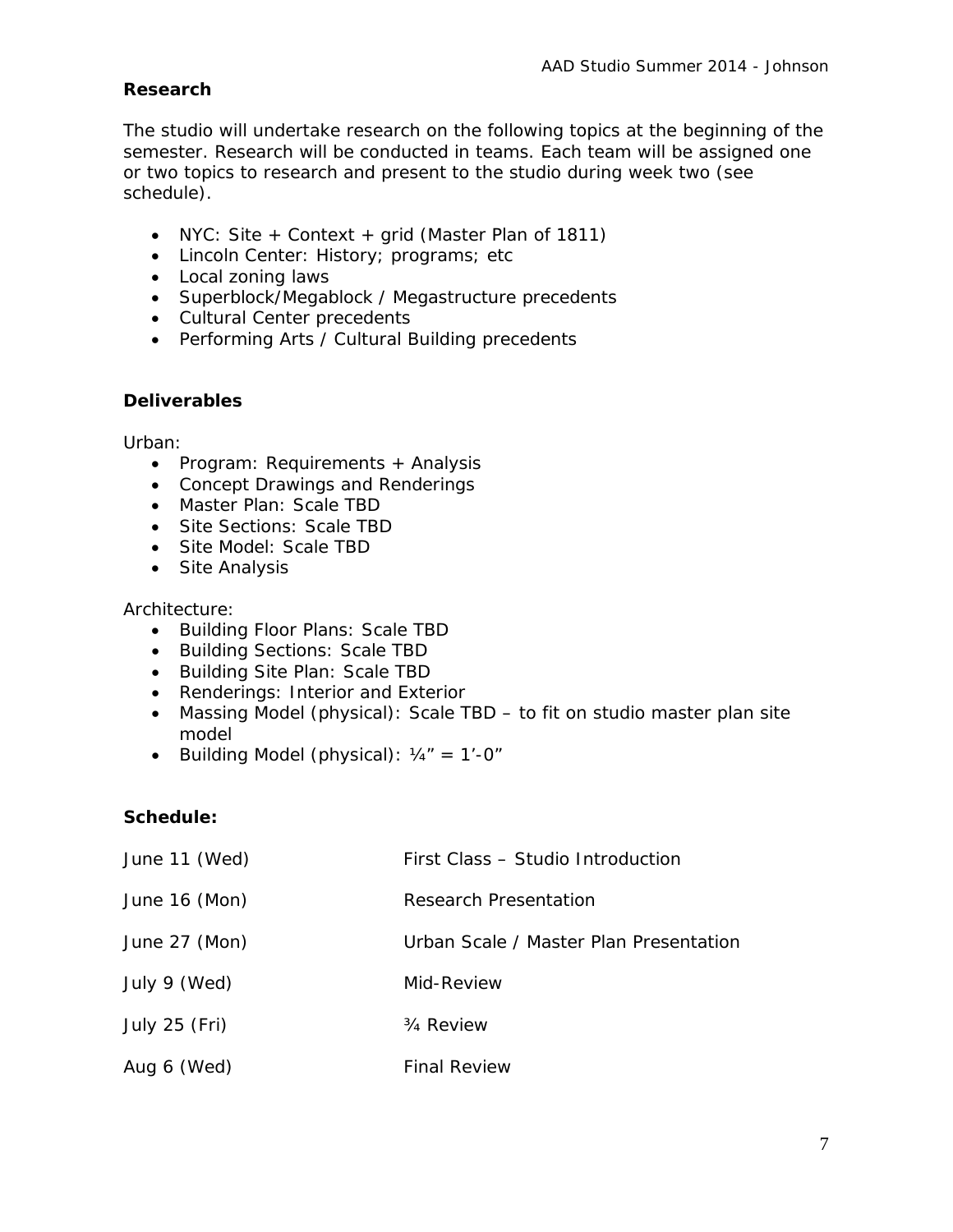**Research**

The studio will undertake research on the following topics at the beginning of the semester. Research will be conducted in teams. Each team will be assigned one or two topics to research and present to the studio during week two (see schedule).

- NYC: Site + Context + grid (Master Plan of 1811)
- Lincoln Center: History; programs; etc
- Local zoning laws
- Superblock/Megablock / Megastructure precedents
- Cultural Center precedents
- Performing Arts / Cultural Building precedents

**Deliverables**

Urban:

- Program: Requirements + Analysis
- Concept Drawings and Renderings
- Master Plan: Scale TBD
- Site Sections: Scale TBD
- Site Model: Scale TBD
- Site Analysis

Architecture:

- Building Floor Plans: Scale TBD
- Building Sections: Scale TBD
- Building Site Plan: Scale TBD
- Renderings: Interior and Exterior
- Massing Model (physical): Scale TBD – to fit on studio master plan site model
- Building Model (physical): ¼” = 1’-0”

**Schedule:**

| | |
|---|---|
| June 11 (Wed) | First Class – Studio Introduction |
| June 16 (Mon) | Research Presentation |
| June 27 (Mon) | Urban Scale / Master Plan Presentation |
| July 9 (Wed) | Mid-Review |
| July 25 (Fri) | ¾ Review |
| Aug 6 (Wed) | Final Review |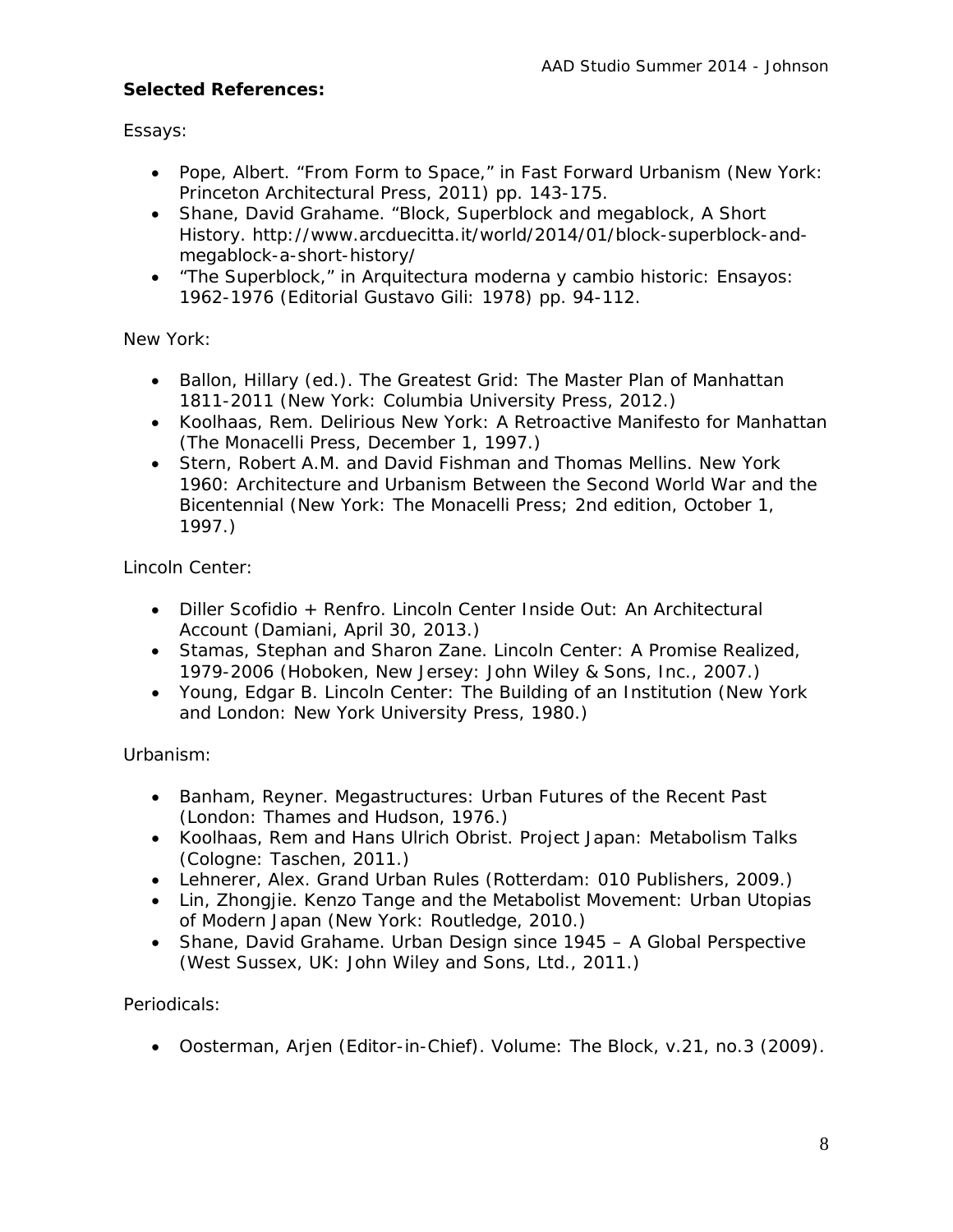**Selected References:**

Essays:

- Pope, Albert. "From Form to Space," in Fast Forward Urbanism (New York: Princeton Architectural Press, 2011) pp. 143-175.
- Shane, David Grahame. "Block, Superblock and megablock, A Short History. http://www.arcduecitta.it/world/2014/01/block-superblock-and-megablock-a-short-history/
- "The Superblock," in Arquitectura moderna y cambio historic: Ensayos: 1962-1976 (Editorial Gustavo Gili: 1978) pp. 94-112.

New York:

- Ballon, Hillary (ed.). The Greatest Grid: The Master Plan of Manhattan 1811-2011 (New York: Columbia University Press, 2012.)
- Koolhaas, Rem. Delirious New York: A Retroactive Manifesto for Manhattan (The Monacelli Press, December 1, 1997.)
- Stern, Robert A.M. and David Fishman and Thomas Mellins. New York 1960: Architecture and Urbanism Between the Second World War and the Bicentennial (New York: The Monacelli Press; 2nd edition, October 1, 1997.)

Lincoln Center:

- Diller Scofidio + Renfro. Lincoln Center Inside Out: An Architectural Account (Damiani, April 30, 2013.)
- Stamas, Stephan and Sharon Zane. Lincoln Center: A Promise Realized, 1979-2006 (Hoboken, New Jersey: John Wiley & Sons, Inc., 2007.)
- Young, Edgar B. Lincoln Center: The Building of an Institution (New York and London: New York University Press, 1980.)

Urbanism:

- Banham, Reyner. Megastructures: Urban Futures of the Recent Past (London: Thames and Hudson, 1976.)
- Koolhaas, Rem and Hans Ulrich Obrist. Project Japan: Metabolism Talks (Cologne: Taschen, 2011.)
- Lehnerer, Alex. Grand Urban Rules (Rotterdam: 010 Publishers, 2009.)
- Lin, Zhongjie. Kenzo Tange and the Metabolist Movement: Urban Utopias of Modern Japan (New York: Routledge, 2010.)
- Shane, David Grahame. Urban Design since 1945 – A Global Perspective (West Sussex, UK: John Wiley and Sons, Ltd., 2011.)

Periodicals:

- Oosterman, Arjen (Editor-in-Chief). Volume: The Block, v.21, no.3 (2009).